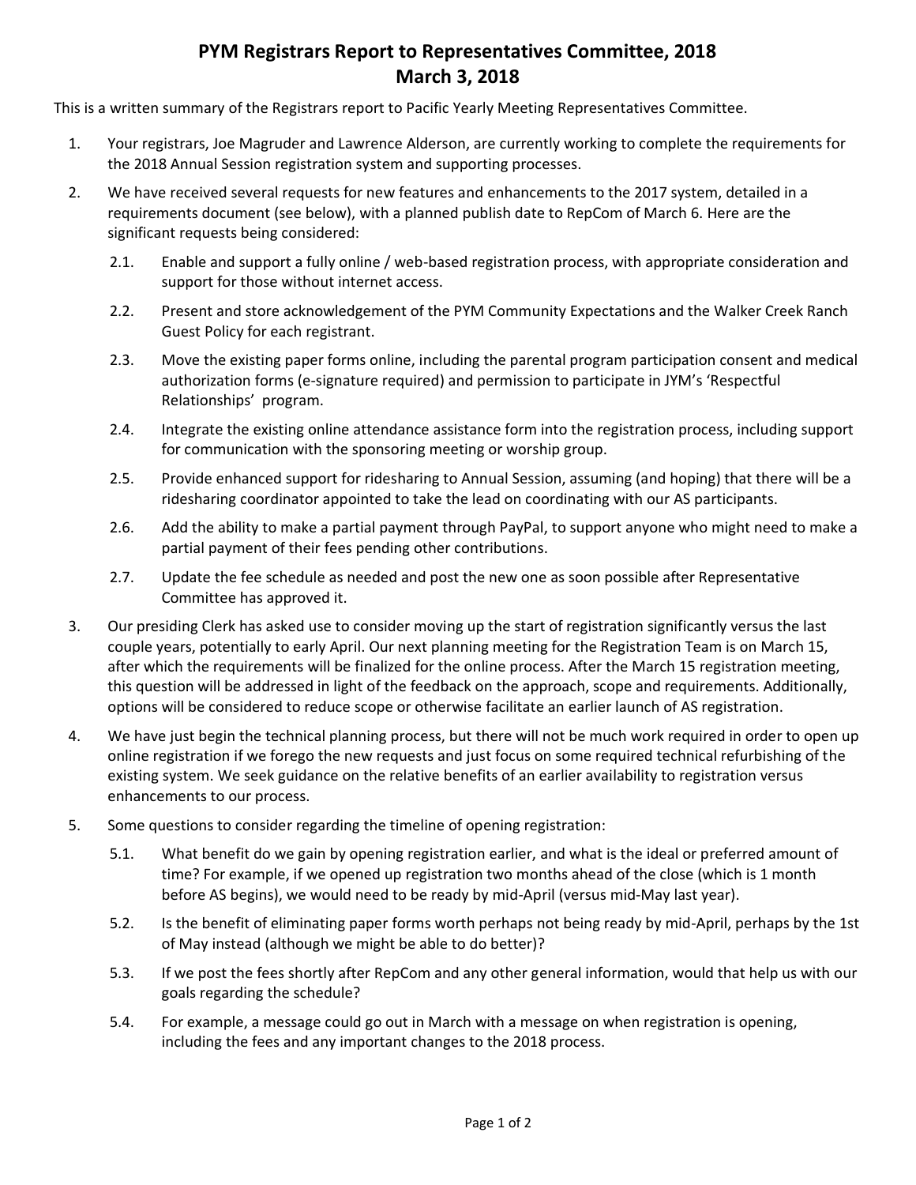# PYM Registrars Report to Representatives Committee, 2018
## March 3, 2018

This is a written summary of the Registrars report to Pacific Yearly Meeting Representatives Committee.

1. Your registrars, Joe Magruder and Lawrence Alderson, are currently working to complete the requirements for the 2018 Annual Session registration system and supporting processes.

2. We have received several requests for new features and enhancements to the 2017 system, detailed in a requirements document (see below), with a planned publish date to RepCom of March 6. Here are the significant requests being considered:

   2.1. Enable and support a fully online / web-based registration process, with appropriate consideration and support for those without internet access.

   2.2. Present and store acknowledgement of the PYM Community Expectations and the Walker Creek Ranch Guest Policy for each registrant.

   2.3. Move the existing paper forms online, including the parental program participation consent and medical authorization forms (e-signature required) and permission to participate in JYM's 'Respectful Relationships' program.

   2.4. Integrate the existing online attendance assistance form into the registration process, including support for communication with the sponsoring meeting or worship group.

   2.5. Provide enhanced support for ridesharing to Annual Session, assuming (and hoping) that there will be a ridesharing coordinator appointed to take the lead on coordinating with our AS participants.

   2.6. Add the ability to make a partial payment through PayPal, to support anyone who might need to make a partial payment of their fees pending other contributions.

   2.7. Update the fee schedule as needed and post the new one as soon possible after Representative Committee has approved it.

3. Our presiding Clerk has asked use to consider moving up the start of registration significantly versus the last couple years, potentially to early April. Our next planning meeting for the Registration Team is on March 15, after which the requirements will be finalized for the online process. After the March 15 registration meeting, this question will be addressed in light of the feedback on the approach, scope and requirements. Additionally, options will be considered to reduce scope or otherwise facilitate an earlier launch of AS registration.

4. We have just begin the technical planning process, but there will not be much work required in order to open up online registration if we forego the new requests and just focus on some required technical refurbishing of the existing system. We seek guidance on the relative benefits of an earlier availability to registration versus enhancements to our process.

5. Some questions to consider regarding the timeline of opening registration:

   5.1. What benefit do we gain by opening registration earlier, and what is the ideal or preferred amount of time? For example, if we opened up registration two months ahead of the close (which is 1 month before AS begins), we would need to be ready by mid-April (versus mid-May last year).

   5.2. Is the benefit of eliminating paper forms worth perhaps not being ready by mid-April, perhaps by the 1st of May instead (although we might be able to do better)?

   5.3. If we post the fees shortly after RepCom and any other general information, would that help us with our goals regarding the schedule?

   5.4. For example, a message could go out in March with a message on when registration is opening, including the fees and any important changes to the 2018 process.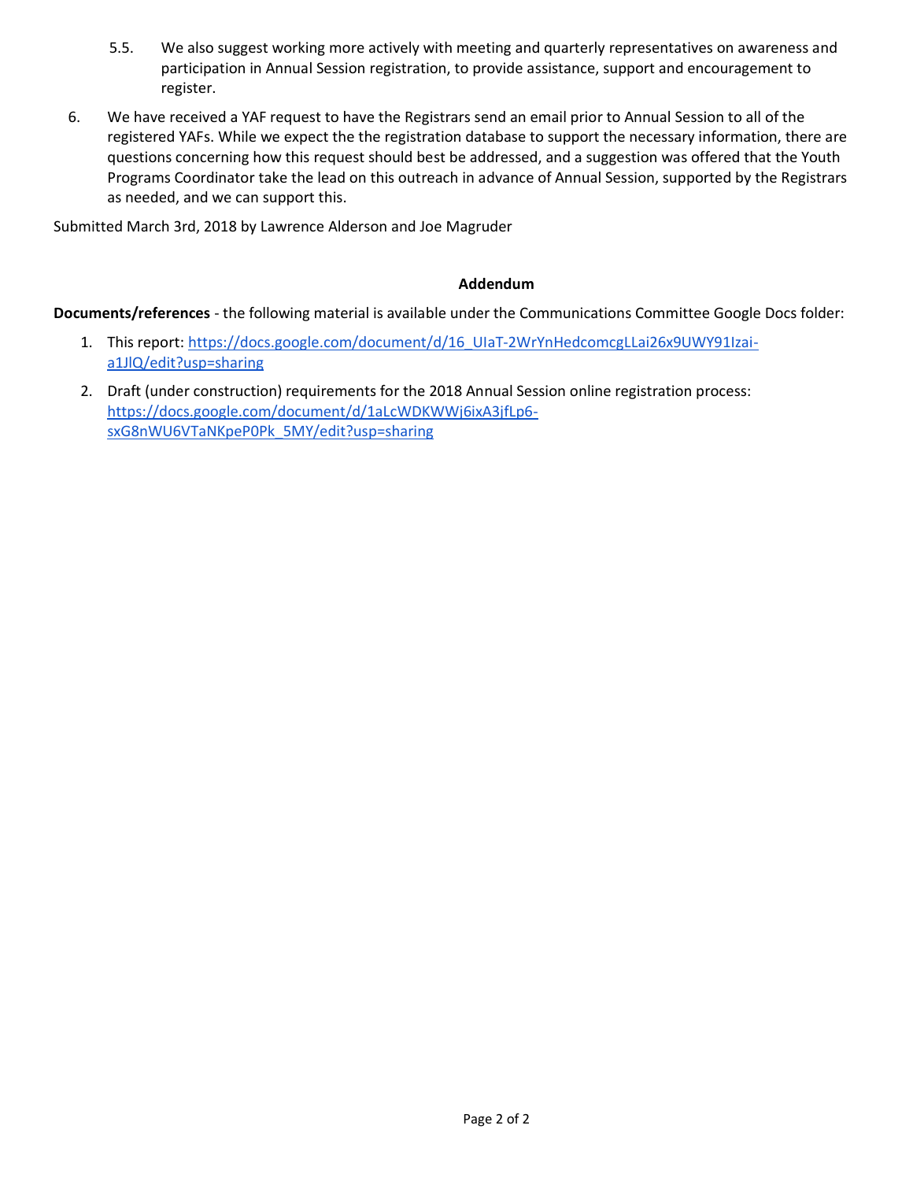5.5. We also suggest working more actively with meeting and quarterly representatives on awareness and participation in Annual Session registration, to provide assistance, support and encouragement to register.

6. We have received a YAF request to have the Registrars send an email prior to Annual Session to all of the registered YAFs. While we expect the the registration database to support the necessary information, there are questions concerning how this request should best be addressed, and a suggestion was offered that the Youth Programs Coordinator take the lead on this outreach in advance of Annual Session, supported by the Registrars as needed, and we can support this.

Submitted March 3rd, 2018 by Lawrence Alderson and Joe Magruder

**Addendum**

**Documents/references** - the following material is available under the Communications Committee Google Docs folder:

1. This report: https://docs.google.com/document/d/16_UIaT-2WrYnHedcomcgLLai26x9UWY91Izai-a1JlQ/edit?usp=sharing
2. Draft (under construction) requirements for the 2018 Annual Session online registration process: https://docs.google.com/document/d/1aLcWDKWWj6ixA3jfLp6-sxG8nWU6VTaNKpeP0Pk_5MY/edit?usp=sharing